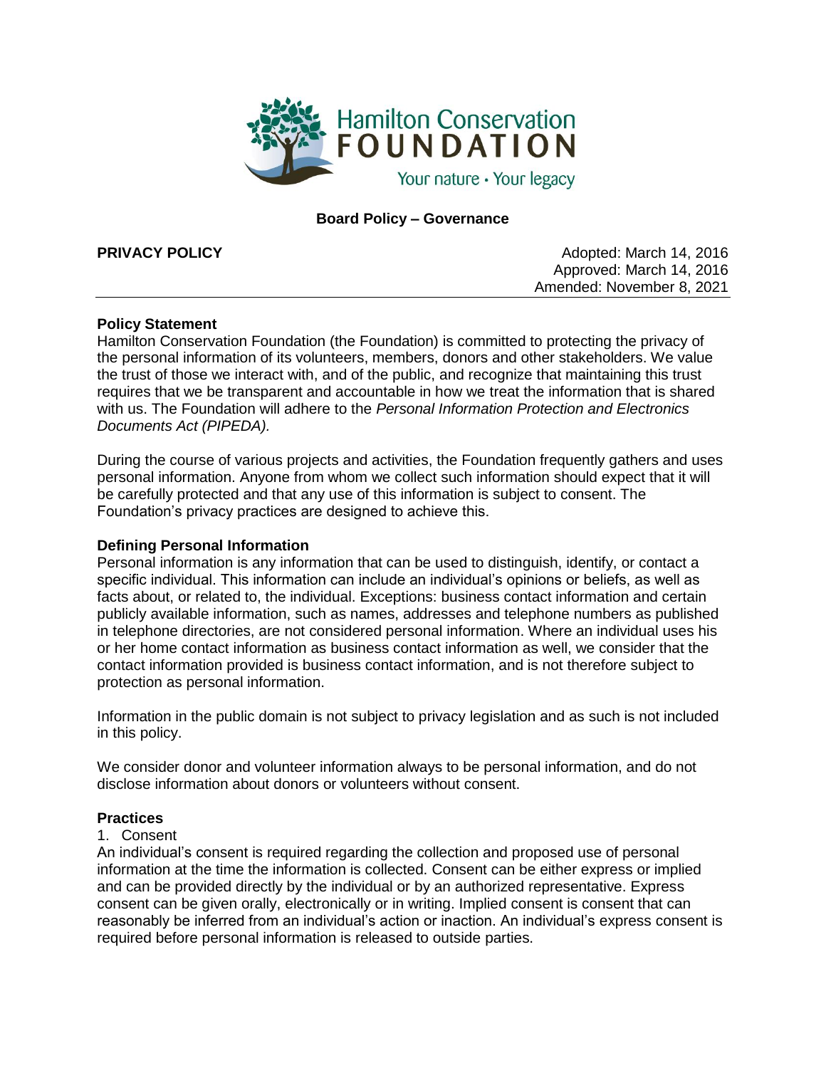Hamilton Conservation FOUNDATION

Your nature · Your legacy

**Board Policy – Governance**

**PRIVACY POLICY**

Adopted: March 14, 2016
Approved: March 14, 2016
Amended: November 8, 2021

---

**Policy Statement**

Hamilton Conservation Foundation (the Foundation) is committed to protecting the privacy of the personal information of its volunteers, members, donors and other stakeholders. We value the trust of those we interact with, and of the public, and recognize that maintaining this trust requires that we be transparent and accountable in how we treat the information that is shared with us. The Foundation will adhere to the *Personal Information Protection and Electronics Documents Act (PIPEDA).*

During the course of various projects and activities, the Foundation frequently gathers and uses personal information. Anyone from whom we collect such information should expect that it will be carefully protected and that any use of this information is subject to consent. The Foundation's privacy practices are designed to achieve this.

**Defining Personal Information**

Personal information is any information that can be used to distinguish, identify, or contact a specific individual. This information can include an individual's opinions or beliefs, as well as facts about, or related to, the individual. Exceptions: business contact information and certain publicly available information, such as names, addresses and telephone numbers as published in telephone directories, are not considered personal information. Where an individual uses his or her home contact information as business contact information as well, we consider that the contact information provided is business contact information, and is not therefore subject to protection as personal information.

Information in the public domain is not subject to privacy legislation and as such is not included in this policy.

We consider donor and volunteer information always to be personal information, and do not disclose information about donors or volunteers without consent.

**Practices**

1. Consent

An individual's consent is required regarding the collection and proposed use of personal information at the time the information is collected. Consent can be either express or implied and can be provided directly by the individual or by an authorized representative. Express consent can be given orally, electronically or in writing. Implied consent is consent that can reasonably be inferred from an individual's action or inaction. An individual's express consent is required before personal information is released to outside parties.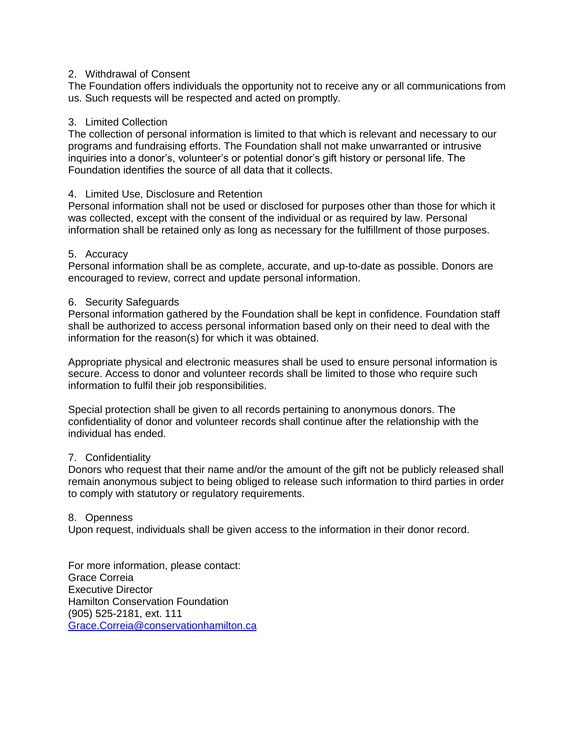2. Withdrawal of Consent

The Foundation offers individuals the opportunity not to receive any or all communications from us. Such requests will be respected and acted on promptly.

3. Limited Collection

The collection of personal information is limited to that which is relevant and necessary to our programs and fundraising efforts. The Foundation shall not make unwarranted or intrusive inquiries into a donor's, volunteer's or potential donor's gift history or personal life. The Foundation identifies the source of all data that it collects.

4. Limited Use, Disclosure and Retention

Personal information shall not be used or disclosed for purposes other than those for which it was collected, except with the consent of the individual or as required by law. Personal information shall be retained only as long as necessary for the fulfillment of those purposes.

5. Accuracy

Personal information shall be as complete, accurate, and up-to-date as possible. Donors are encouraged to review, correct and update personal information.

6. Security Safeguards

Personal information gathered by the Foundation shall be kept in confidence. Foundation staff shall be authorized to access personal information based only on their need to deal with the information for the reason(s) for which it was obtained.

Appropriate physical and electronic measures shall be used to ensure personal information is secure. Access to donor and volunteer records shall be limited to those who require such information to fulfil their job responsibilities.

Special protection shall be given to all records pertaining to anonymous donors. The confidentiality of donor and volunteer records shall continue after the relationship with the individual has ended.

7. Confidentiality

Donors who request that their name and/or the amount of the gift not be publicly released shall remain anonymous subject to being obliged to release such information to third parties in order to comply with statutory or regulatory requirements.

8. Openness

Upon request, individuals shall be given access to the information in their donor record.

For more information, please contact:
Grace Correia
Executive Director
Hamilton Conservation Foundation
(905) 525-2181, ext. 111
Grace.Correia@conservationhamilton.ca